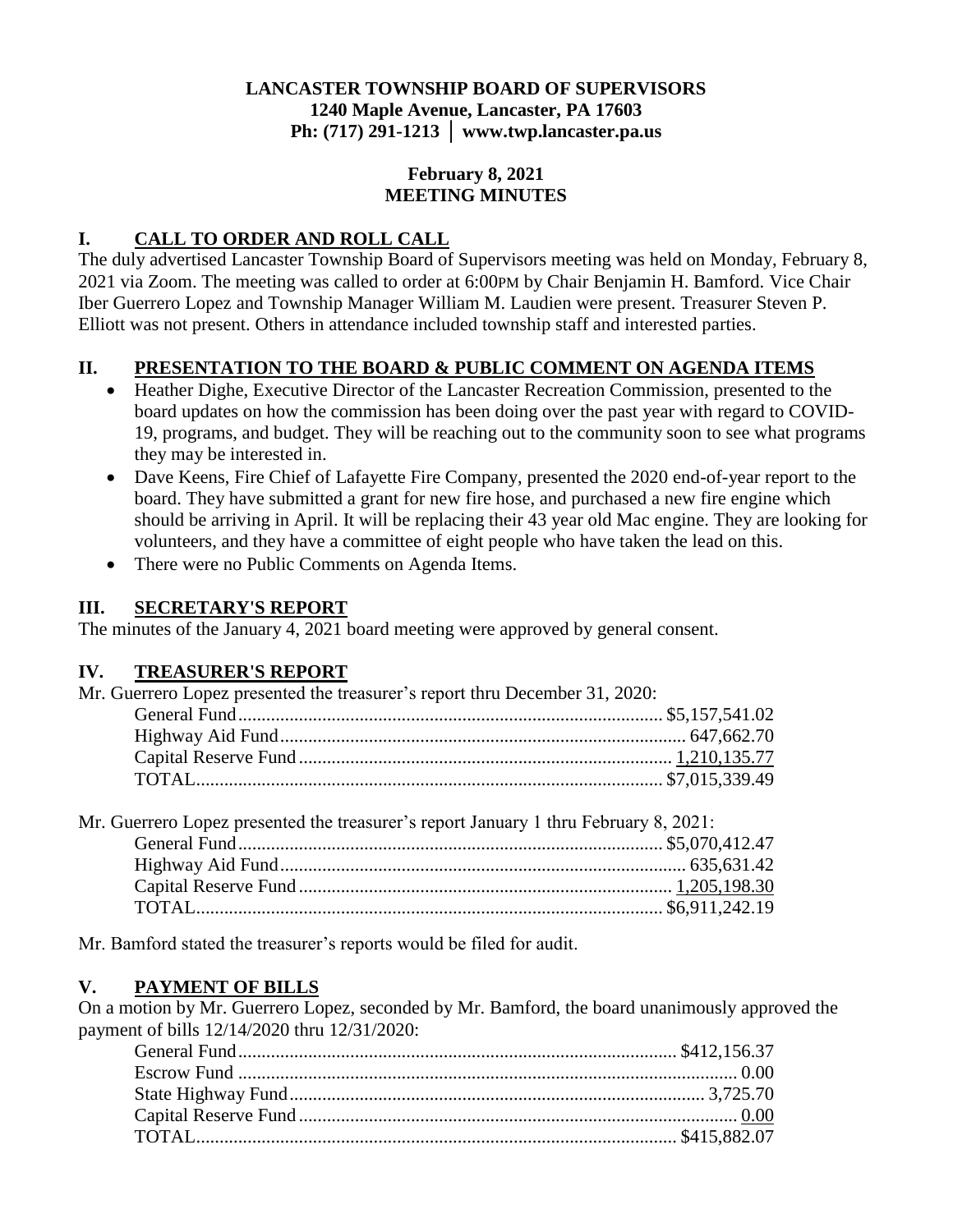**LANCASTER TOWNSHIP BOARD OF SUPERVISORS**
**1240 Maple Avenue, Lancaster, PA 17603**
**Ph: (717) 291-1213 │ www.twp.lancaster.pa.us**

**February 8, 2021**
**MEETING MINUTES**

## I. CALL TO ORDER AND ROLL CALL

The duly advertised Lancaster Township Board of Supervisors meeting was held on Monday, February 8, 2021 via Zoom. The meeting was called to order at 6:00PM by Chair Benjamin H. Bamford. Vice Chair Iber Guerrero Lopez and Township Manager William M. Laudien were present. Treasurer Steven P. Elliott was not present. Others in attendance included township staff and interested parties.

## II. PRESENTATION TO THE BOARD & PUBLIC COMMENT ON AGENDA ITEMS

- Heather Dighe, Executive Director of the Lancaster Recreation Commission, presented to the board updates on how the commission has been doing over the past year with regard to COVID-19, programs, and budget. They will be reaching out to the community soon to see what programs they may be interested in.
- Dave Keens, Fire Chief of Lafayette Fire Company, presented the 2020 end-of-year report to the board. They have submitted a grant for new fire hose, and purchased a new fire engine which should be arriving in April. It will be replacing their 43 year old Mac engine. They are looking for volunteers, and they have a committee of eight people who have taken the lead on this.
- There were no Public Comments on Agenda Items.

## III. SECRETARY'S REPORT

The minutes of the January 4, 2021 board meeting were approved by general consent.

## IV. TREASURER'S REPORT

Mr. Guerrero Lopez presented the treasurer's report thru December 31, 2020:

| | |
|---|---|
| General Fund | $5,157,541.02 |
| Highway Aid Fund | 647,662.70 |
| Capital Reserve Fund | 1,210,135.77 |
| TOTAL | $7,015,339.49 |

Mr. Guerrero Lopez presented the treasurer's report January 1 thru February 8, 2021:

| | |
|---|---|
| General Fund | $5,070,412.47 |
| Highway Aid Fund | 635,631.42 |
| Capital Reserve Fund | 1,205,198.30 |
| TOTAL | $6,911,242.19 |

Mr. Bamford stated the treasurer's reports would be filed for audit.

## V. PAYMENT OF BILLS

On a motion by Mr. Guerrero Lopez, seconded by Mr. Bamford, the board unanimously approved the payment of bills 12/14/2020 thru 12/31/2020:

| | |
|---|---|
| General Fund | $412,156.37 |
| Escrow Fund | 0.00 |
| State Highway Fund | 3,725.70 |
| Capital Reserve Fund | 0.00 |
| TOTAL | $415,882.07 |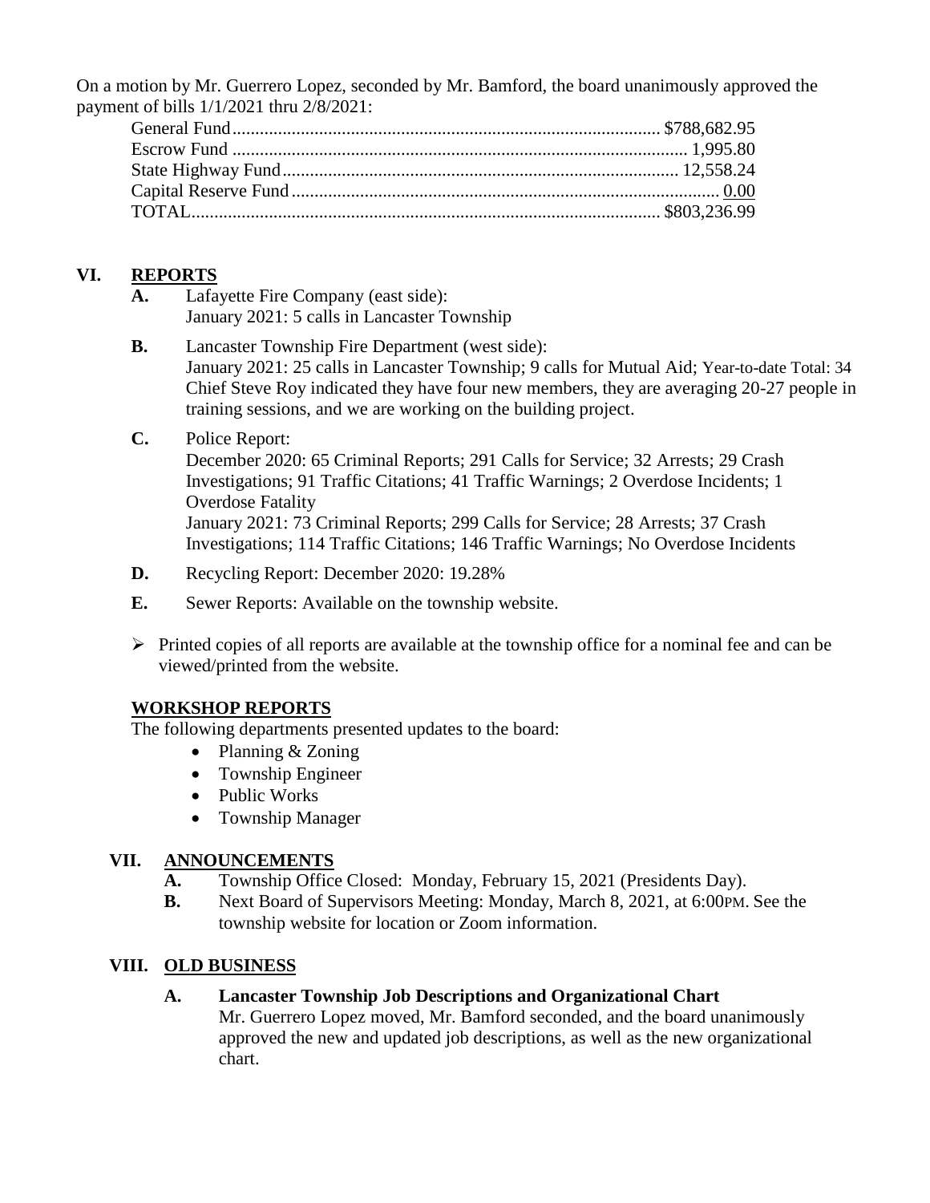On a motion by Mr. Guerrero Lopez, seconded by Mr. Bamford, the board unanimously approved the payment of bills 1/1/2021 thru 2/8/2021:

| | |
|---|---|
| General Fund | $788,682.95 |
| Escrow Fund | 1,995.80 |
| State Highway Fund | 12,558.24 |
| Capital Reserve Fund | 0.00 |
| TOTAL | $803,236.99 |

## VI. REPORTS

**A.** Lafayette Fire Company (east side):
January 2021: 5 calls in Lancaster Township

**B.** Lancaster Township Fire Department (west side):
January 2021: 25 calls in Lancaster Township; 9 calls for Mutual Aid; Year-to-date Total: 34
Chief Steve Roy indicated they have four new members, they are averaging 20-27 people in training sessions, and we are working on the building project.

**C.** Police Report:
December 2020: 65 Criminal Reports; 291 Calls for Service; 32 Arrests; 29 Crash Investigations; 91 Traffic Citations; 41 Traffic Warnings; 2 Overdose Incidents; 1 Overdose Fatality
January 2021: 73 Criminal Reports; 299 Calls for Service; 28 Arrests; 37 Crash Investigations; 114 Traffic Citations; 146 Traffic Warnings; No Overdose Incidents

**D.** Recycling Report: December 2020: 19.28%

**E.** Sewer Reports: Available on the township website.

- Printed copies of all reports are available at the township office for a nominal fee and can be viewed/printed from the website.

### WORKSHOP REPORTS

The following departments presented updates to the board:

- Planning & Zoning
- Township Engineer
- Public Works
- Township Manager

## VII. ANNOUNCEMENTS

**A.** Township Office Closed: Monday, February 15, 2021 (Presidents Day).

**B.** Next Board of Supervisors Meeting: Monday, March 8, 2021, at 6:00PM. See the township website for location or Zoom information.

## VIII. OLD BUSINESS

**A. Lancaster Township Job Descriptions and Organizational Chart**
Mr. Guerrero Lopez moved, Mr. Bamford seconded, and the board unanimously approved the new and updated job descriptions, as well as the new organizational chart.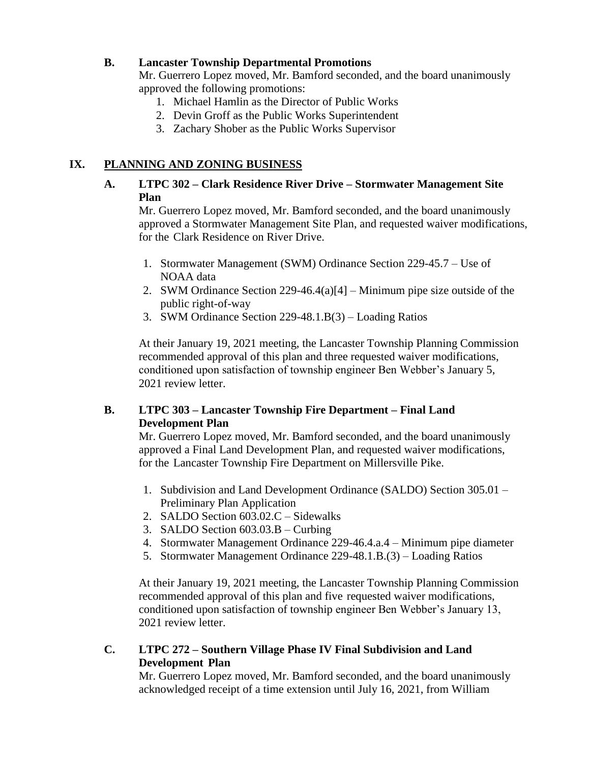**B. Lancaster Township Departmental Promotions**

Mr. Guerrero Lopez moved, Mr. Bamford seconded, and the board unanimously approved the following promotions:

1. Michael Hamlin as the Director of Public Works
2. Devin Groff as the Public Works Superintendent
3. Zachary Shober as the Public Works Supervisor

## IX. PLANNING AND ZONING BUSINESS

**A. LTPC 302 – Clark Residence River Drive – Stormwater Management Site Plan**

Mr. Guerrero Lopez moved, Mr. Bamford seconded, and the board unanimously approved a Stormwater Management Site Plan, and requested waiver modifications, for the Clark Residence on River Drive.

1. Stormwater Management (SWM) Ordinance Section 229-45.7 – Use of NOAA data
2. SWM Ordinance Section 229-46.4(a)[4] – Minimum pipe size outside of the public right-of-way
3. SWM Ordinance Section 229-48.1.B(3) – Loading Ratios

At their January 19, 2021 meeting, the Lancaster Township Planning Commission recommended approval of this plan and three requested waiver modifications, conditioned upon satisfaction of township engineer Ben Webber's January 5, 2021 review letter.

**B. LTPC 303 – Lancaster Township Fire Department – Final Land Development Plan**

Mr. Guerrero Lopez moved, Mr. Bamford seconded, and the board unanimously approved a Final Land Development Plan, and requested waiver modifications, for the Lancaster Township Fire Department on Millersville Pike.

1. Subdivision and Land Development Ordinance (SALDO) Section 305.01 – Preliminary Plan Application
2. SALDO Section 603.02.C – Sidewalks
3. SALDO Section 603.03.B – Curbing
4. Stormwater Management Ordinance 229-46.4.a.4 – Minimum pipe diameter
5. Stormwater Management Ordinance 229-48.1.B.(3) – Loading Ratios

At their January 19, 2021 meeting, the Lancaster Township Planning Commission recommended approval of this plan and five requested waiver modifications, conditioned upon satisfaction of township engineer Ben Webber's January 13, 2021 review letter.

**C. LTPC 272 – Southern Village Phase IV Final Subdivision and Land Development Plan**

Mr. Guerrero Lopez moved, Mr. Bamford seconded, and the board unanimously acknowledged receipt of a time extension until July 16, 2021, from William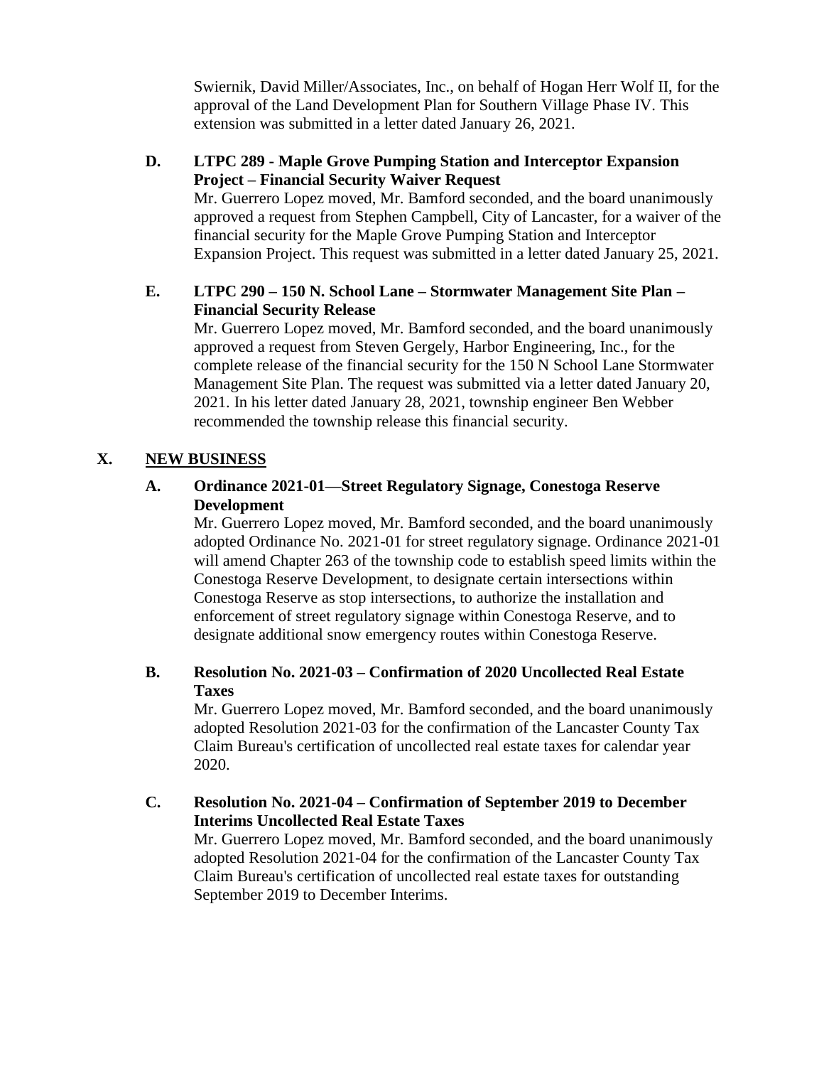Swiernik, David Miller/Associates, Inc., on behalf of Hogan Herr Wolf II, for the approval of the Land Development Plan for Southern Village Phase IV. This extension was submitted in a letter dated January 26, 2021.

**D. LTPC 289 - Maple Grove Pumping Station and Interceptor Expansion Project – Financial Security Waiver Request**

Mr. Guerrero Lopez moved, Mr. Bamford seconded, and the board unanimously approved a request from Stephen Campbell, City of Lancaster, for a waiver of the financial security for the Maple Grove Pumping Station and Interceptor Expansion Project. This request was submitted in a letter dated January 25, 2021.

**E. LTPC 290 – 150 N. School Lane – Stormwater Management Site Plan – Financial Security Release**

Mr. Guerrero Lopez moved, Mr. Bamford seconded, and the board unanimously approved a request from Steven Gergely, Harbor Engineering, Inc., for the complete release of the financial security for the 150 N School Lane Stormwater Management Site Plan. The request was submitted via a letter dated January 20, 2021. In his letter dated January 28, 2021, township engineer Ben Webber recommended the township release this financial security.

## X. NEW BUSINESS

**A. Ordinance 2021-01—Street Regulatory Signage, Conestoga Reserve Development**

Mr. Guerrero Lopez moved, Mr. Bamford seconded, and the board unanimously adopted Ordinance No. 2021-01 for street regulatory signage. Ordinance 2021-01 will amend Chapter 263 of the township code to establish speed limits within the Conestoga Reserve Development, to designate certain intersections within Conestoga Reserve as stop intersections, to authorize the installation and enforcement of street regulatory signage within Conestoga Reserve, and to designate additional snow emergency routes within Conestoga Reserve.

**B. Resolution No. 2021-03 – Confirmation of 2020 Uncollected Real Estate Taxes**

Mr. Guerrero Lopez moved, Mr. Bamford seconded, and the board unanimously adopted Resolution 2021-03 for the confirmation of the Lancaster County Tax Claim Bureau's certification of uncollected real estate taxes for calendar year 2020.

**C. Resolution No. 2021-04 – Confirmation of September 2019 to December Interims Uncollected Real Estate Taxes**

Mr. Guerrero Lopez moved, Mr. Bamford seconded, and the board unanimously adopted Resolution 2021-04 for the confirmation of the Lancaster County Tax Claim Bureau's certification of uncollected real estate taxes for outstanding September 2019 to December Interims.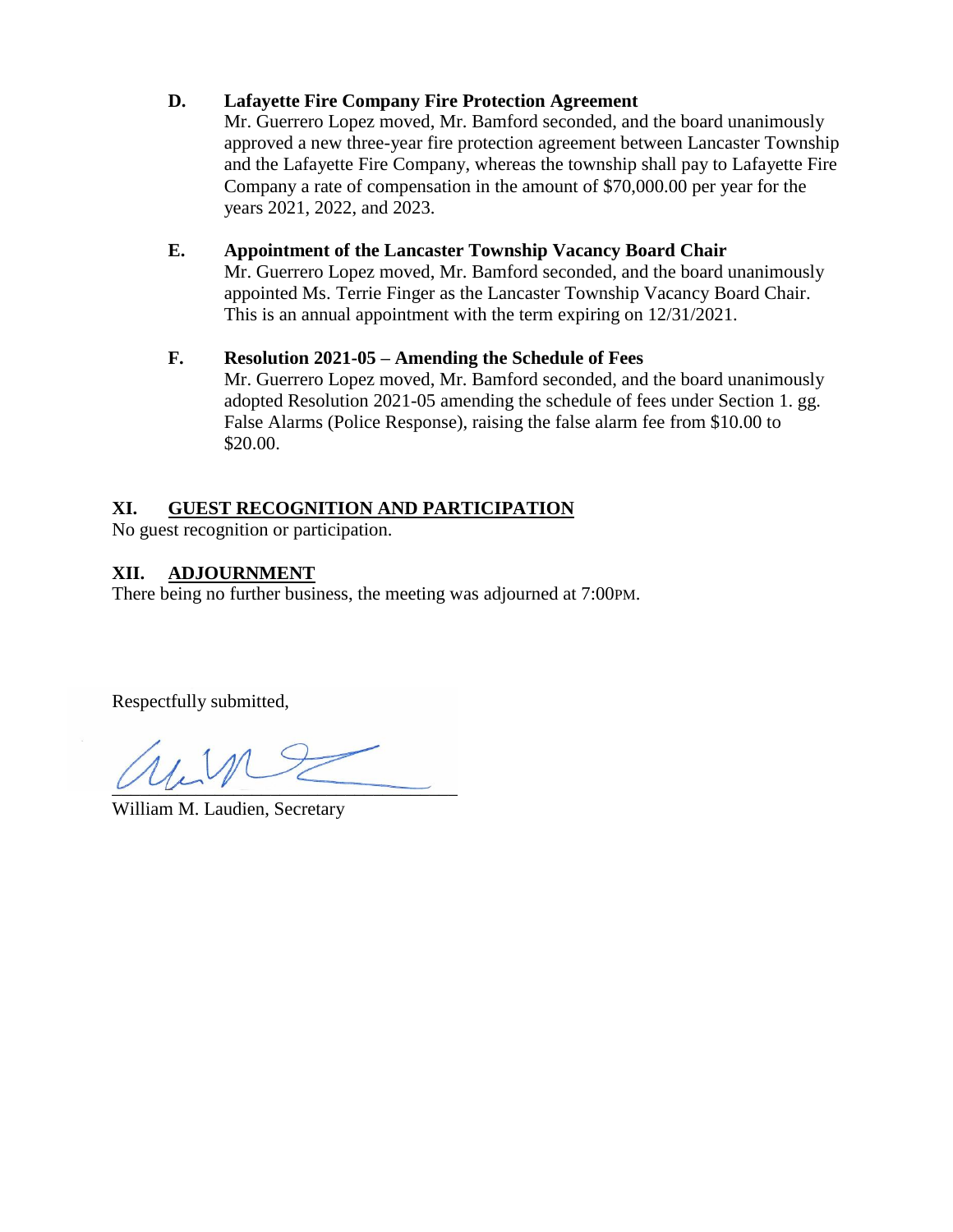**D. Lafayette Fire Company Fire Protection Agreement**

Mr. Guerrero Lopez moved, Mr. Bamford seconded, and the board unanimously approved a new three-year fire protection agreement between Lancaster Township and the Lafayette Fire Company, whereas the township shall pay to Lafayette Fire Company a rate of compensation in the amount of $70,000.00 per year for the years 2021, 2022, and 2023.

**E. Appointment of the Lancaster Township Vacancy Board Chair**

Mr. Guerrero Lopez moved, Mr. Bamford seconded, and the board unanimously appointed Ms. Terrie Finger as the Lancaster Township Vacancy Board Chair. This is an annual appointment with the term expiring on 12/31/2021.

**F. Resolution 2021-05 – Amending the Schedule of Fees**

Mr. Guerrero Lopez moved, Mr. Bamford seconded, and the board unanimously adopted Resolution 2021-05 amending the schedule of fees under Section 1. gg. False Alarms (Police Response), raising the false alarm fee from $10.00 to $20.00.

## XI. GUEST RECOGNITION AND PARTICIPATION

No guest recognition or participation.

## XII. ADJOURNMENT

There being no further business, the meeting was adjourned at 7:00PM.

Respectfully submitted,

William M. Laudien, Secretary